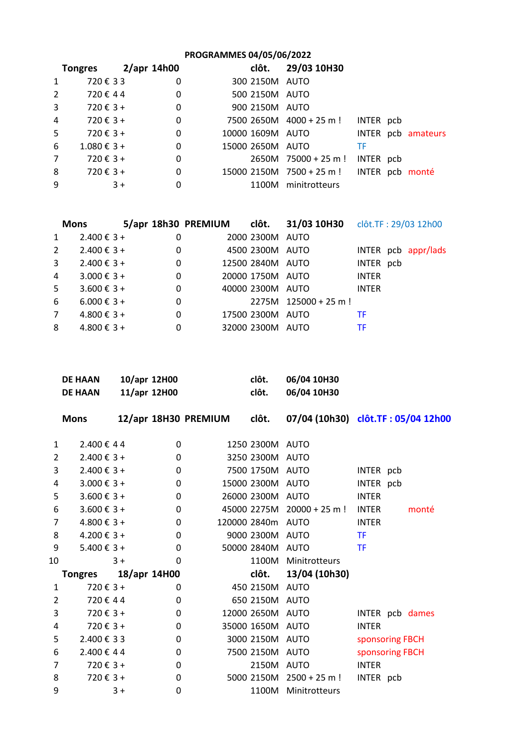# PROGRAMMES 04/05/06/2022

| **Tongres** | **2/apr 14h00** | | | **clôt.** | **29/03 10H30** | | | |
|---|---|---|---|---|---|---|---|---|
| 1 | 720 € | 3 3 | 0 | 300 | 2150M | AUTO | | |
| 2 | 720 € | 4 4 | 0 | 500 | 2150M | AUTO | | |
| 3 | 720 € | 3 + | 0 | 900 | 2150M | AUTO | | |
| 4 | 720 € | 3 + | 0 | 7500 | 2650M | 4000 + 25 m ! | INTER | pcb |
| 5 | 720 € | 3 + | 0 | 10000 | 1609M | AUTO | INTER | pcb amateurs |
| 6 | 1.080 € | 3 + | 0 | 15000 | 2650M | AUTO | TF | |
| 7 | 720 € | 3 + | 0 | | 2650M | 75000 + 25 m ! | INTER | pcb |
| 8 | 720 € | 3 + | 0 | 15000 | 2150M | 7500 + 25 m ! | INTER | pcb monté |
| 9 | | 3 + | 0 | | 1100M | minitrotteurs | | |

| **Mons** | **5/apr 18h30** | **PREMIUM** | | **clôt.** | **31/03 10H30** | | clôt.TF : 29/03 12h00 | |
|---|---|---|---|---|---|---|---|---|
| 1 | 2.400 € | 3 + | 0 | 2000 | 2300M | AUTO | | |
| 2 | 2.400 € | 3 + | 0 | 4500 | 2300M | AUTO | INTER | pcb appr/lads |
| 3 | 2.400 € | 3 + | 0 | 12500 | 2840M | AUTO | INTER | pcb |
| 4 | 3.000 € | 3 + | 0 | 20000 | 1750M | AUTO | INTER | |
| 5 | 3.600 € | 3 + | 0 | 40000 | 2300M | AUTO | INTER | |
| 6 | 6.000 € | 3 + | 0 | | 2275M | 125000 + 25 m ! | | |
| 7 | 4.800 € | 3 + | 0 | 17500 | 2300M | AUTO | TF | |
| 8 | 4.800 € | 3 + | 0 | 32000 | 2300M | AUTO | TF | |

**DE HAAN** **10/apr 12H00** **clôt.** **06/04 10H30**

**DE HAAN** **11/apr 12H00** **clôt.** **06/04 10H30**

| **Mons** | **12/apr 18H30** | **PREMIUM** | | **clôt.** | **07/04 (10h30)** | | **clôt.TF : 05/04 12h00** | |
|---|---|---|---|---|---|---|---|---|
| 1 | 2.400 € | 4 4 | 0 | 1250 | 2300M | AUTO | | |
| 2 | 2.400 € | 3 + | 0 | 3250 | 2300M | AUTO | | |
| 3 | 2.400 € | 3 + | 0 | 7500 | 1750M | AUTO | INTER | pcb |
| 4 | 3.000 € | 3 + | 0 | 15000 | 2300M | AUTO | INTER | pcb |
| 5 | 3.600 € | 3 + | 0 | 26000 | 2300M | AUTO | INTER | |
| 6 | 3.600 € | 3 + | 0 | 45000 | 2275M | 20000 + 25 m ! | INTER | monté |
| 7 | 4.800 € | 3 + | 0 | 120000 | 2840m | AUTO | INTER | |
| 8 | 4.200 € | 3 + | 0 | 9000 | 2300M | AUTO | TF | |
| 9 | 5.400 € | 3 + | 0 | 50000 | 2840M | AUTO | TF | |
| 10 | | 3 + | 0 | | 1100M | Minitrotteurs | | |

| **Tongres** | **18/apr 14H00** | | | **clôt.** | **13/04 (10h30)** | | | |
|---|---|---|---|---|---|---|---|---|
| 1 | 720 € | 3 + | 0 | 450 | 2150M | AUTO | | |
| 2 | 720 € | 4 4 | 0 | 650 | 2150M | AUTO | | |
| 3 | 720 € | 3 + | 0 | 12000 | 2650M | AUTO | INTER | pcb dames |
| 4 | 720 € | 3 + | 0 | 35000 | 1650M | AUTO | INTER | |
| 5 | 2.400 € | 3 3 | 0 | 3000 | 2150M | AUTO | sponsoring FBCH | |
| 6 | 2.400 € | 4 4 | 0 | 7500 | 2150M | AUTO | sponsoring FBCH | |
| 7 | 720 € | 3 + | 0 | | 2150M | AUTO | INTER | |
| 8 | 720 € | 3 + | 0 | 5000 | 2150M | 2500 + 25 m ! | INTER | pcb |
| 9 | | 3 + | 0 | | 1100M | Minitrotteurs | | |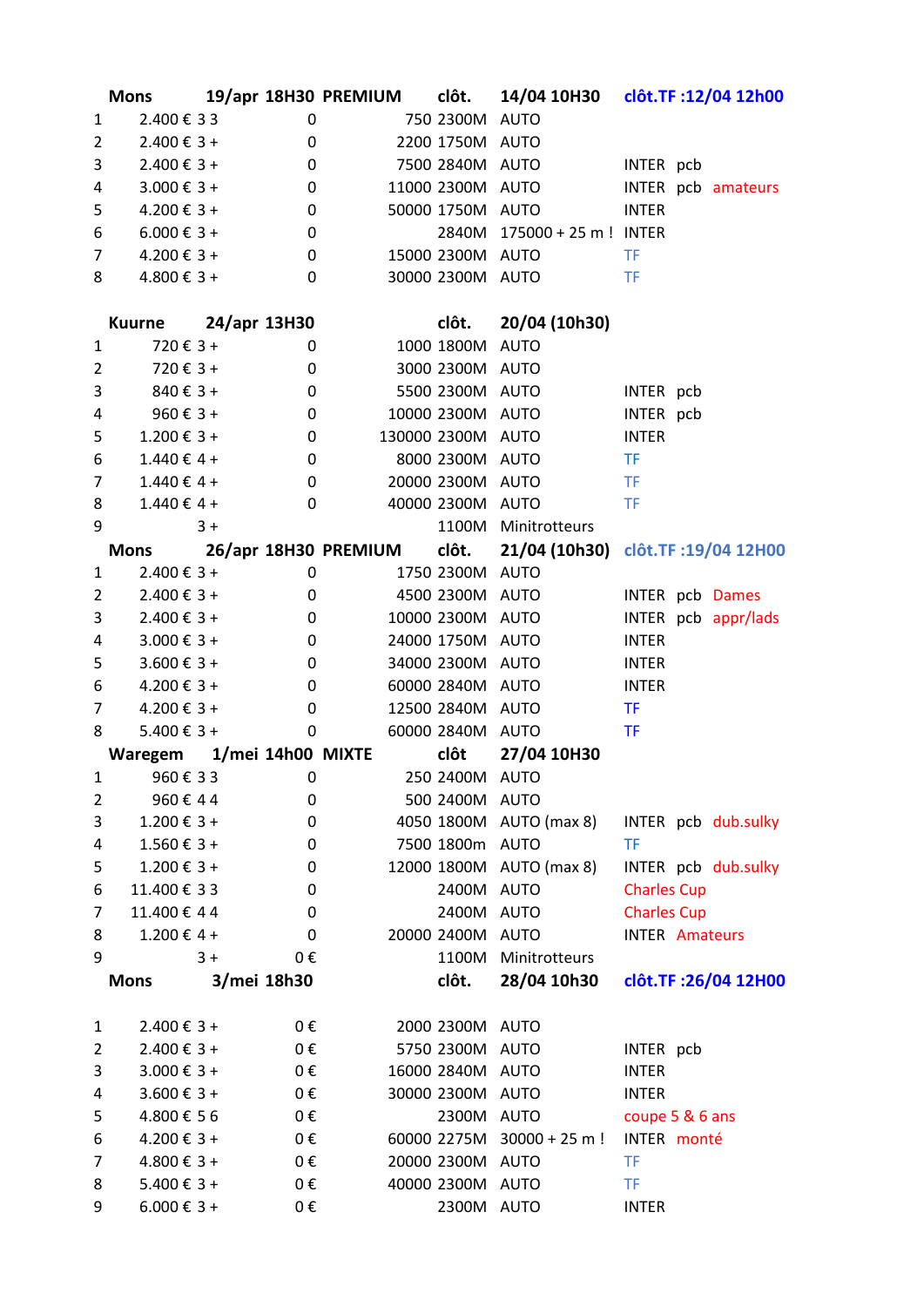| | Mons | 19/apr 18H30 | PREMIUM | clôt. | 14/04 10H30 | clôt.TF :12/04 12h00 | | |
|---|---|---|---|---|---|---|---|---|
| 1 | 2.400 € | 3 3 | 0 | 750 2300M | AUTO | | | |
| 2 | 2.400 € | 3 + | 0 | 2200 1750M | AUTO | | | |
| 3 | 2.400 € | 3 + | 0 | 7500 2840M | AUTO | INTER | pcb | |
| 4 | 3.000 € | 3 + | 0 | 11000 2300M | AUTO | INTER | pcb | amateurs |
| 5 | 4.200 € | 3 + | 0 | 50000 1750M | AUTO | INTER | | |
| 6 | 6.000 € | 3 + | 0 | 2840M | 175000 + 25 m ! | INTER | | |
| 7 | 4.200 € | 3 + | 0 | 15000 2300M | AUTO | TF | | |
| 8 | 4.800 € | 3 + | 0 | 30000 2300M | AUTO | TF | | |
| | | | | | | | | |
| | Kuurne | 24/apr 13H30 | | clôt. | 20/04 (10h30) | | | |
| 1 | 720 € | 3 + | 0 | 1000 1800M | AUTO | | | |
| 2 | 720 € | 3 + | 0 | 3000 2300M | AUTO | | | |
| 3 | 840 € | 3 + | 0 | 5500 2300M | AUTO | INTER | pcb | |
| 4 | 960 € | 3 + | 0 | 10000 2300M | AUTO | INTER | pcb | |
| 5 | 1.200 € | 3 + | 0 | 130000 2300M | AUTO | INTER | | |
| 6 | 1.440 € | 4 + | 0 | 8000 2300M | AUTO | TF | | |
| 7 | 1.440 € | 4 + | 0 | 20000 2300M | AUTO | TF | | |
| 8 | 1.440 € | 4 + | 0 | 40000 2300M | AUTO | TF | | |
| 9 | | 3 + | | 1100M | Minitrotteurs | | | |
| | Mons | 26/apr 18H30 | PREMIUM | clôt. | 21/04 (10h30) | clôt.TF :19/04 12H00 | | |
| 1 | 2.400 € | 3 + | 0 | 1750 2300M | AUTO | | | |
| 2 | 2.400 € | 3 + | 0 | 4500 2300M | AUTO | INTER | pcb | Dames |
| 3 | 2.400 € | 3 + | 0 | 10000 2300M | AUTO | INTER | pcb | appr/lads |
| 4 | 3.000 € | 3 + | 0 | 24000 1750M | AUTO | INTER | | |
| 5 | 3.600 € | 3 + | 0 | 34000 2300M | AUTO | INTER | | |
| 6 | 4.200 € | 3 + | 0 | 60000 2840M | AUTO | INTER | | |
| 7 | 4.200 € | 3 + | 0 | 12500 2840M | AUTO | TF | | |
| 8 | 5.400 € | 3 + | 0 | 60000 2840M | AUTO | TF | | |
| | Waregem | 1/mei 14h00 | MIXTE | clôt | 27/04 10H30 | | | |
| 1 | 960 € | 3 3 | 0 | 250 2400M | AUTO | | | |
| 2 | 960 € | 4 4 | 0 | 500 2400M | AUTO | | | |
| 3 | 1.200 € | 3 + | 0 | 4050 1800M | AUTO (max 8) | INTER | pcb | dub.sulky |
| 4 | 1.560 € | 3 + | 0 | 7500 1800m | AUTO | TF | | |
| 5 | 1.200 € | 3 + | 0 | 12000 1800M | AUTO (max 8) | INTER | pcb | dub.sulky |
| 6 | 11.400 € | 3 3 | 0 | 2400M | AUTO | Charles Cup | | |
| 7 | 11.400 € | 4 4 | 0 | 2400M | AUTO | Charles Cup | | |
| 8 | 1.200 € | 4 + | 0 | 20000 2400M | AUTO | INTER | Amateurs | |
| 9 | | 3 + | 0 € | 1100M | Minitrotteurs | | | |
| | Mons | 3/mei 18h30 | | clôt. | 28/04 10h30 | clôt.TF :26/04 12H00 | | |
| | | | | | | | | |
| 1 | 2.400 € | 3 + | 0 € | 2000 2300M | AUTO | | | |
| 2 | 2.400 € | 3 + | 0 € | 5750 2300M | AUTO | INTER | pcb | |
| 3 | 3.000 € | 3 + | 0 € | 16000 2840M | AUTO | INTER | | |
| 4 | 3.600 € | 3 + | 0 € | 30000 2300M | AUTO | INTER | | |
| 5 | 4.800 € | 5 6 | 0 € | 2300M | AUTO | coupe 5 & 6 ans | | |
| 6 | 4.200 € | 3 + | 0 € | 60000 2275M | 30000 + 25 m ! | INTER | monté | |
| 7 | 4.800 € | 3 + | 0 € | 20000 2300M | AUTO | TF | | |
| 8 | 5.400 € | 3 + | 0 € | 40000 2300M | AUTO | TF | | |
| 9 | 6.000 € | 3 + | 0 € | 2300M | AUTO | INTER | | |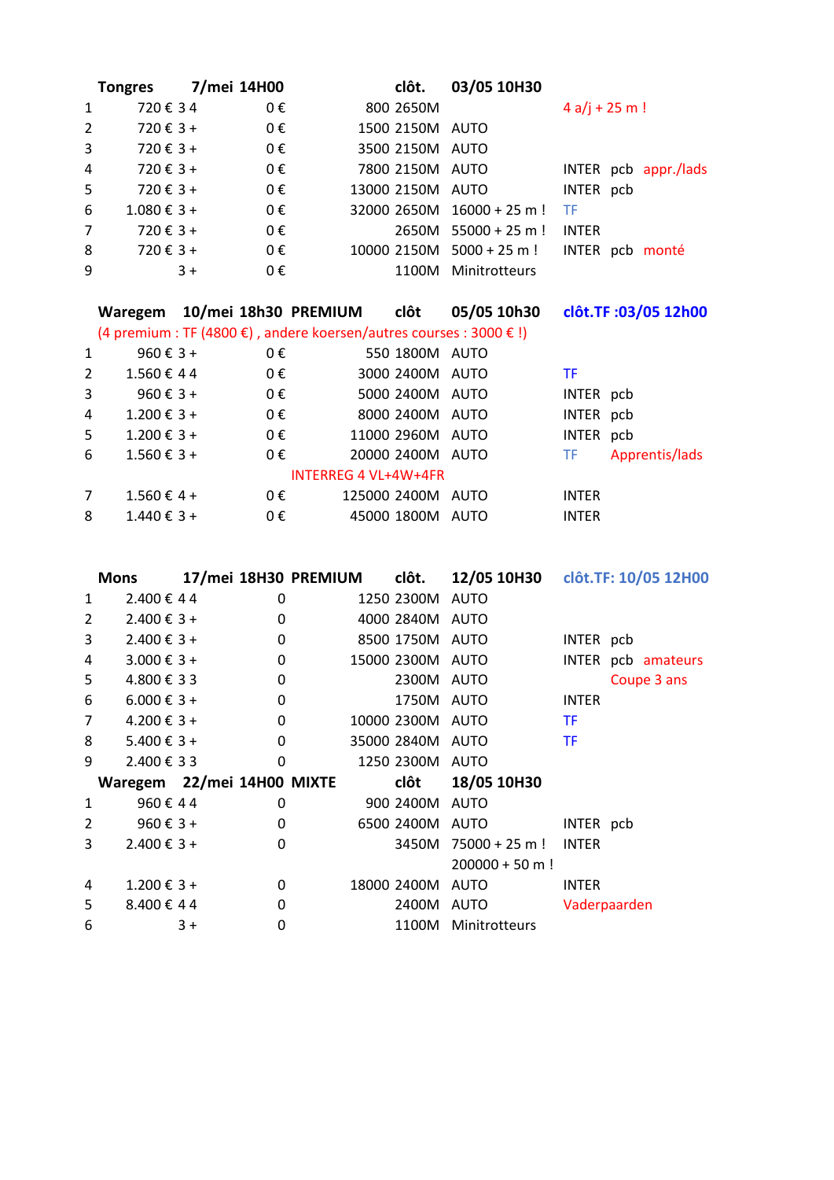| Tongres | 7/mei 14H00 | | | clôt. | 03/05 10H30 | | | |
|---|---|---|---|---|---|---|---|---|
| 1 | 720 € | 3 4 | 0 € | 800 | 2650M | | 4 a/j + 25 m ! | |
| 2 | 720 € | 3 + | 0 € | 1500 | 2150M | AUTO | | |
| 3 | 720 € | 3 + | 0 € | 3500 | 2150M | AUTO | | |
| 4 | 720 € | 3 + | 0 € | 7800 | 2150M | AUTO | INTER pcb | appr./lads |
| 5 | 720 € | 3 + | 0 € | 13000 | 2150M | AUTO | INTER pcb | |
| 6 | 1.080 € | 3 + | 0 € | 32000 | 2650M | 16000 + 25 m ! | TF | |
| 7 | 720 € | 3 + | 0 € | | 2650M | 55000 + 25 m ! | INTER | |
| 8 | 720 € | 3 + | 0 € | 10000 | 2150M | 5000 + 25 m ! | INTER pcb | monté |
| 9 | | 3 + | 0 € | | 1100M | Minitrotteurs | | |

| Waregem | 10/mei 18h30 | PREMIUM | | clôt | 05/05 10h30 | | clôt.TF :03/05 12h00 | |
|---|---|---|---|---|---|---|---|---|
| (4 premium : TF (4800 €) , andere koersen/autres courses : 3000 € !) | | | | | | | | |
| 1 | 960 € | 3 + | 0 € | 550 | 1800M | AUTO | | |
| 2 | 1.560 € | 4 4 | 0 € | 3000 | 2400M | AUTO | TF | |
| 3 | 960 € | 3 + | 0 € | 5000 | 2400M | AUTO | INTER pcb | |
| 4 | 1.200 € | 3 + | 0 € | 8000 | 2400M | AUTO | INTER pcb | |
| 5 | 1.200 € | 3 + | 0 € | 11000 | 2960M | AUTO | INTER pcb | |
| 6 | 1.560 € | 3 + | 0 € | 20000 | 2400M | AUTO | TF | Apprentis/lads |
| | | | INTERREG 4 VL+4W+4FR | | | | | |
| 7 | 1.560 € | 4 + | 0 € | 125000 | 2400M | AUTO | INTER | |
| 8 | 1.440 € | 3 + | 0 € | 45000 | 1800M | AUTO | INTER | |

| Mons | 17/mei 18H30 | PREMIUM | | clôt. | 12/05 10H30 | | clôt.TF: 10/05 12H00 | |
|---|---|---|---|---|---|---|---|---|
| 1 | 2.400 € | 4 4 | 0 | 1250 | 2300M | AUTO | | |
| 2 | 2.400 € | 3 + | 0 | 4000 | 2840M | AUTO | | |
| 3 | 2.400 € | 3 + | 0 | 8500 | 1750M | AUTO | INTER pcb | |
| 4 | 3.000 € | 3 + | 0 | 15000 | 2300M | AUTO | INTER pcb | amateurs |
| 5 | 4.800 € | 3 3 | 0 | | 2300M | AUTO | | Coupe 3 ans |
| 6 | 6.000 € | 3 + | 0 | | 1750M | AUTO | INTER | |
| 7 | 4.200 € | 3 + | 0 | 10000 | 2300M | AUTO | TF | |
| 8 | 5.400 € | 3 + | 0 | 35000 | 2840M | AUTO | TF | |
| 9 | 2.400 € | 3 3 | 0 | 1250 | 2300M | AUTO | | |

| Waregem | 22/mei 14H00 | MIXTE | | clôt | 18/05 10H30 | | | |
|---|---|---|---|---|---|---|---|---|
| 1 | 960 € | 4 4 | 0 | 900 | 2400M | AUTO | | |
| 2 | 960 € | 3 + | 0 | 6500 | 2400M | AUTO | INTER pcb | |
| 3 | 2.400 € | 3 + | 0 | | 3450M | 75000 + 25 m ! | INTER | |
| | | | | | | 200000 + 50 m ! | | |
| 4 | 1.200 € | 3 + | 0 | 18000 | 2400M | AUTO | INTER | |
| 5 | 8.400 € | 4 4 | 0 | | 2400M | AUTO | Vaderpaarden | |
| 6 | | 3 + | 0 | | 1100M | Minitrotteurs | | |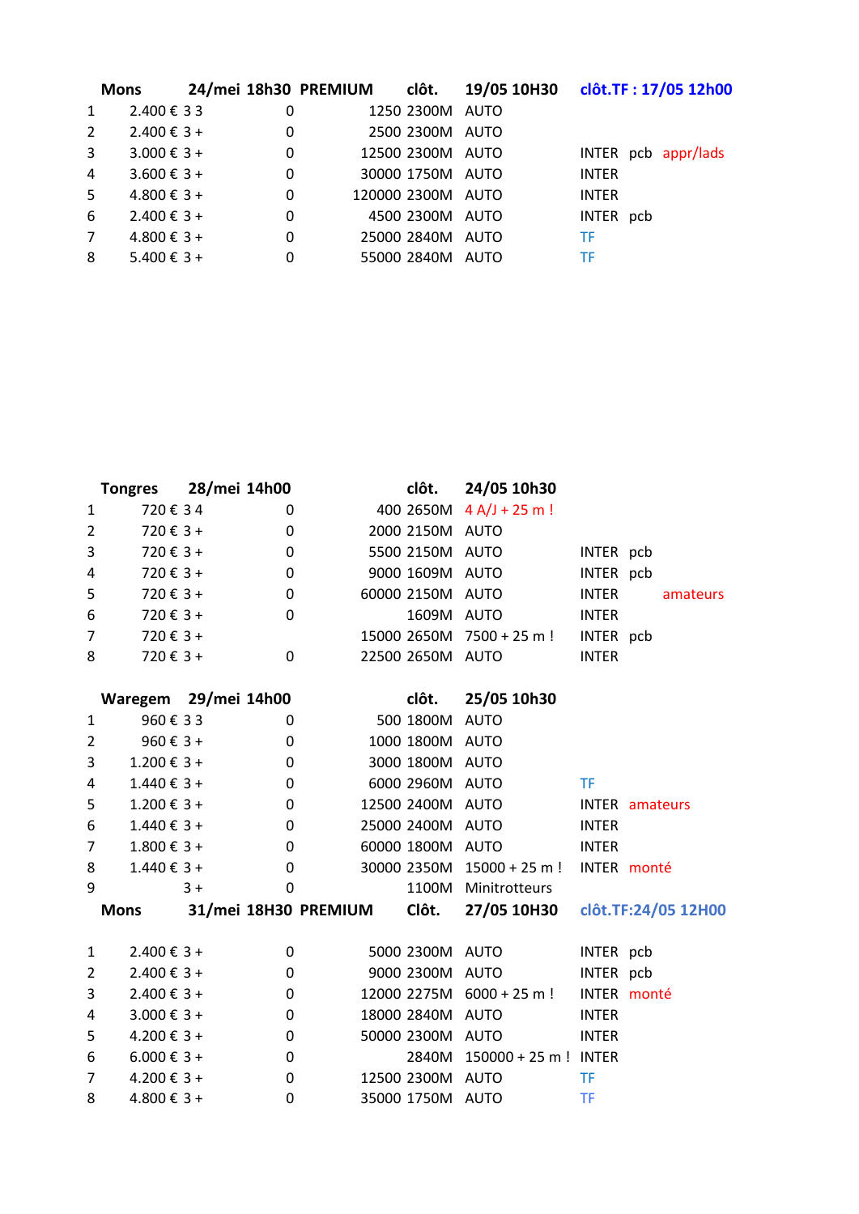| | Mons | 24/mei 18h30 | PREMIUM | clôt. | 19/05 10H30 | clôt.TF : 17/05 12h00 | | |
|---|---|---|---|---|---|---|---|---|
| 1 | 2.400 € | 3 3 | 0 | 1250 2300M | AUTO | | | |
| 2 | 2.400 € | 3 + | 0 | 2500 2300M | AUTO | | | |
| 3 | 3.000 € | 3 + | 0 | 12500 2300M | AUTO | INTER | pcb | appr/lads |
| 4 | 3.600 € | 3 + | 0 | 30000 1750M | AUTO | INTER | | |
| 5 | 4.800 € | 3 + | 0 | 120000 2300M | AUTO | INTER | | |
| 6 | 2.400 € | 3 + | 0 | 4500 2300M | AUTO | INTER | pcb | |
| 7 | 4.800 € | 3 + | 0 | 25000 2840M | AUTO | TF | | |
| 8 | 5.400 € | 3 + | 0 | 55000 2840M | AUTO | TF | | |

| | Tongres | 28/mei 14h00 | | clôt. | 24/05 10h30 | | | |
|---|---|---|---|---|---|---|---|---|
| 1 | 720 € | 3 4 | 0 | 400 2650M | 4 A/J + 25 m ! | | | |
| 2 | 720 € | 3 + | 0 | 2000 2150M | AUTO | | | |
| 3 | 720 € | 3 + | 0 | 5500 2150M | AUTO | INTER | pcb | |
| 4 | 720 € | 3 + | 0 | 9000 1609M | AUTO | INTER | pcb | |
| 5 | 720 € | 3 + | 0 | 60000 2150M | AUTO | INTER | | amateurs |
| 6 | 720 € | 3 + | 0 | 1609M | AUTO | INTER | | |
| 7 | 720 € | 3 + | | 15000 2650M | 7500 + 25 m ! | INTER | pcb | |
| 8 | 720 € | 3 + | 0 | 22500 2650M | AUTO | INTER | | |

| | Waregem | 29/mei 14h00 | | clôt. | 25/05 10h30 | | |
|---|---|---|---|---|---|---|---|
| 1 | 960 € | 3 3 | 0 | 500 1800M | AUTO | | |
| 2 | 960 € | 3 + | 0 | 1000 1800M | AUTO | | |
| 3 | 1.200 € | 3 + | 0 | 3000 1800M | AUTO | | |
| 4 | 1.440 € | 3 + | 0 | 6000 2960M | AUTO | TF | |
| 5 | 1.200 € | 3 + | 0 | 12500 2400M | AUTO | INTER | amateurs |
| 6 | 1.440 € | 3 + | 0 | 25000 2400M | AUTO | INTER | |
| 7 | 1.800 € | 3 + | 0 | 60000 1800M | AUTO | INTER | |
| 8 | 1.440 € | 3 + | 0 | 30000 2350M | 15000 + 25 m ! | INTER | monté |
| 9 | | 3 + | 0 | 1100M | Minitrotteurs | | |

| | Mons | 31/mei 18H30 | PREMIUM | Clôt. | 27/05 10H30 | clôt.TF:24/05 12H00 | |
|---|---|---|---|---|---|---|---|
| 1 | 2.400 € | 3 + | 0 | 5000 2300M | AUTO | INTER | pcb |
| 2 | 2.400 € | 3 + | 0 | 9000 2300M | AUTO | INTER | pcb |
| 3 | 2.400 € | 3 + | 0 | 12000 2275M | 6000 + 25 m ! | INTER | monté |
| 4 | 3.000 € | 3 + | 0 | 18000 2840M | AUTO | INTER | |
| 5 | 4.200 € | 3 + | 0 | 50000 2300M | AUTO | INTER | |
| 6 | 6.000 € | 3 + | 0 | 2840M | 150000 + 25 m ! | INTER | |
| 7 | 4.200 € | 3 + | 0 | 12500 2300M | AUTO | TF | |
| 8 | 4.800 € | 3 + | 0 | 35000 1750M | AUTO | TF | |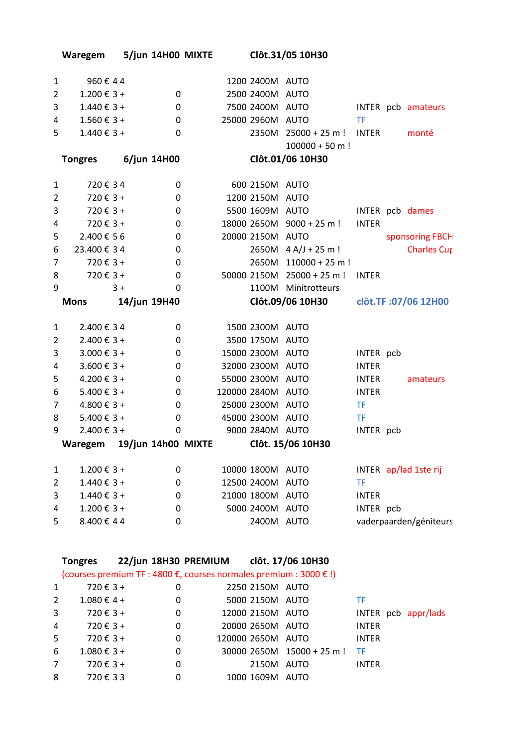**Waregem 5/jun 14H00 MIXTE** **Clôt.31/05 10H30**

| | | | | | | | | |
|---|---|---|---|---|---|---|---|---|
| 1 | 960 € 4 4 | | 1200 | 2400M | AUTO | | | |
| 2 | 1.200 € 3 + | 0 | 2500 | 2400M | AUTO | | | |
| 3 | 1.440 € 3 + | 0 | 7500 | 2400M | AUTO | INTER | pcb | amateurs |
| 4 | 1.560 € 3 + | 0 | 25000 | 2960M | AUTO | TF | | |
| 5 | 1.440 € 3 + | 0 | | 2350M | 25000 + 25 m ! | INTER | | monté |
| | | | | | 100000 + 50 m ! | | | |

**Tongres 6/jun 14H00** **Clôt.01/06 10H30**

| | | | | | | | | |
|---|---|---|---|---|---|---|---|---|
| 1 | 720 € 3 4 | 0 | 600 | 2150M | AUTO | | | |
| 2 | 720 € 3 + | 0 | 1200 | 2150M | AUTO | | | |
| 3 | 720 € 3 + | 0 | 5500 | 1609M | AUTO | INTER | pcb | dames |
| 4 | 720 € 3 + | 0 | 18000 | 2650M | 9000 + 25 m ! | INTER | | |
| 5 | 2.400 € 5 6 | 0 | 20000 | 2150M | AUTO | | sponsoring FBCH | |
| 6 | 23.400 € 3 4 | 0 | | 2650M | 4 A/J + 25 m ! | | | Charles Cup |
| 7 | 720 € 3 + | 0 | | 2650M | 110000 + 25 m ! | | | |
| 8 | 720 € 3 + | 0 | 50000 | 2150M | 25000 + 25 m ! | INTER | | |
| 9 | 3 + | 0 | | 1100M | Minitrotteurs | | | |

**Mons 14/jun 19H40** **Clôt.09/06 10H30** **clôt.TF :07/06 12H00**

| | | | | | | | | |
|---|---|---|---|---|---|---|---|---|
| 1 | 2.400 € 3 4 | 0 | 1500 | 2300M | AUTO | | | |
| 2 | 2.400 € 3 + | 0 | 3500 | 1750M | AUTO | | | |
| 3 | 3.000 € 3 + | 0 | 15000 | 2300M | AUTO | INTER | pcb | |
| 4 | 3.600 € 3 + | 0 | 32000 | 2300M | AUTO | INTER | | |
| 5 | 4.200 € 3 + | 0 | 55000 | 2300M | AUTO | INTER | | amateurs |
| 6 | 5.400 € 3 + | 0 | 120000 | 2840M | AUTO | INTER | | |
| 7 | 4.800 € 3 + | 0 | 25000 | 2300M | AUTO | TF | | |
| 8 | 5.400 € 3 + | 0 | 45000 | 2300M | AUTO | TF | | |
| 9 | 2.400 € 3 + | 0 | 9000 | 2840M | AUTO | INTER | pcb | |

**Waregem 19/jun 14h00 MIXTE** **Clôt. 15/06 10H30**

| | | | | | | | | |
|---|---|---|---|---|---|---|---|---|
| 1 | 1.200 € 3 + | 0 | 10000 | 1800M | AUTO | INTER | ap/lad 1ste rij | |
| 2 | 1.440 € 3 + | 0 | 12500 | 2400M | AUTO | TF | | |
| 3 | 1.440 € 3 + | 0 | 21000 | 1800M | AUTO | INTER | | |
| 4 | 1.200 € 3 + | 0 | 5000 | 2400M | AUTO | INTER | pcb | |
| 5 | 8.400 € 4 4 | 0 | | 2400M | AUTO | vaderpaarden/géniteurs | | |

**Tongres 22/jun 18H30 PREMIUM** **clôt. 17/06 10H30**

(courses premium TF : 4800 €, courses normales premium : 3000 € !)

| | | | | | | | | |
|---|---|---|---|---|---|---|---|---|
| 1 | 720 € 3 + | 0 | 2250 | 2150M | AUTO | | | |
| 2 | 1.080 € 4 + | 0 | 5000 | 2150M | AUTO | TF | | |
| 3 | 720 € 3 + | 0 | 12000 | 2150M | AUTO | INTER | pcb | appr/lads |
| 4 | 720 € 3 + | 0 | 20000 | 2650M | AUTO | INTER | | |
| 5 | 720 € 3 + | 0 | 120000 | 2650M | AUTO | INTER | | |
| 6 | 1.080 € 3 + | 0 | 30000 | 2650M | 15000 + 25 m ! | TF | | |
| 7 | 720 € 3 + | 0 | | 2150M | AUTO | INTER | | |
| 8 | 720 € 3 3 | 0 | 1000 | 1609M | AUTO | | | |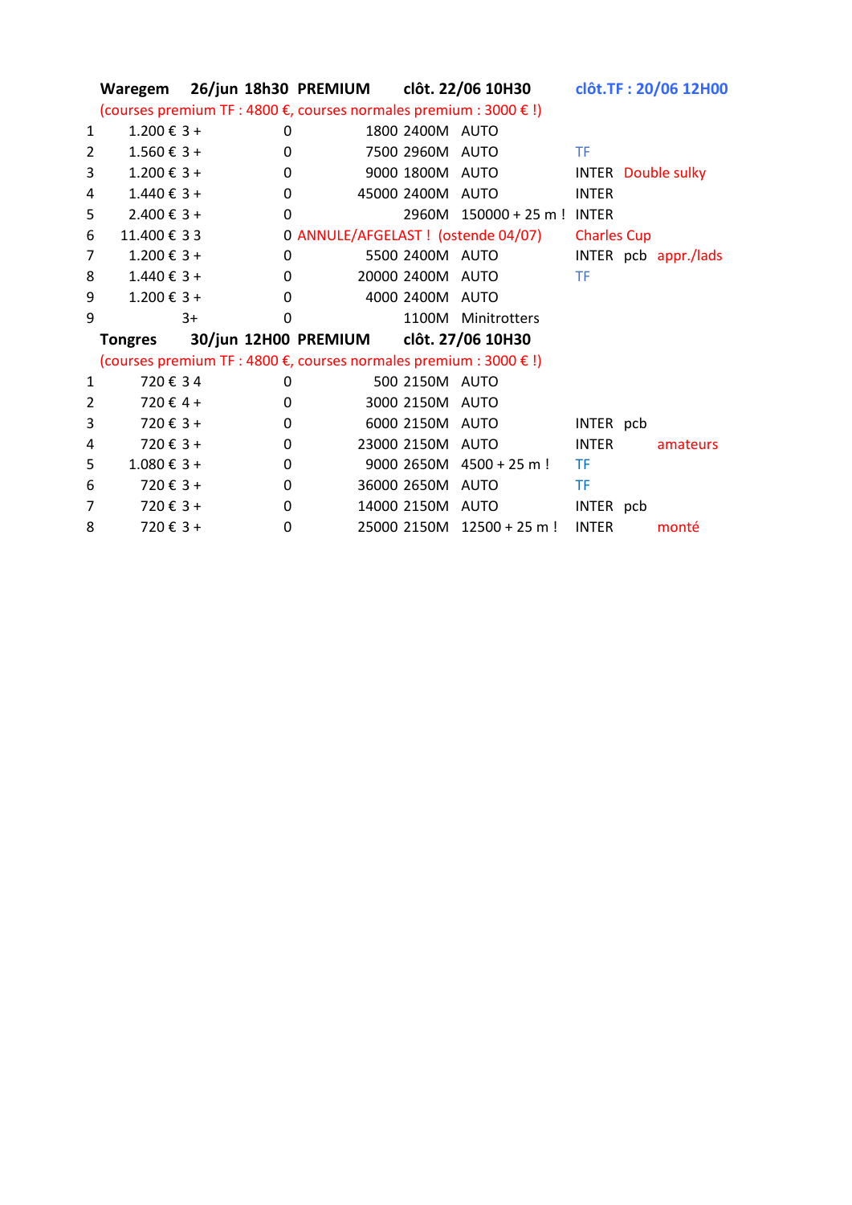| | Waregem | 26/jun 18h30 | PREMIUM | | clôt. 22/06 10H30 | | clôt.TF : 20/06 12H00 | | |
|---|---|---|---|---|---|---|---|---|---|
| | (courses premium TF : 4800 €, courses normales premium : 3000 € !) | | | | | | | | |
| 1 | 1.200 € | 3 + | 0 | 1800 | 2400M | AUTO | | | |
| 2 | 1.560 € | 3 + | 0 | 7500 | 2960M | AUTO | TF | | |
| 3 | 1.200 € | 3 + | 0 | 9000 | 1800M | AUTO | INTER | Double sulky | |
| 4 | 1.440 € | 3 + | 0 | 45000 | 2400M | AUTO | INTER | | |
| 5 | 2.400 € | 3 + | 0 | | 2960M | 150000 + 25 m ! | INTER | | |
| 6 | 11.400 € | 3 3 | 0 | ANNULE/AFGELAST ! (ostende 04/07) | | | Charles Cup | | |
| 7 | 1.200 € | 3 + | 0 | 5500 | 2400M | AUTO | INTER | pcb | appr./lads |
| 8 | 1.440 € | 3 + | 0 | 20000 | 2400M | AUTO | TF | | |
| 9 | 1.200 € | 3 + | 0 | 4000 | 2400M | AUTO | | | |
| 9 | | 3+ | 0 | | 1100M | Minitrotters | | | |
| | Tongres | 30/jun 12H00 | PREMIUM | | clôt. 27/06 10H30 | | | | |
| | (courses premium TF : 4800 €, courses normales premium : 3000 € !) | | | | | | | | |
| 1 | 720 € | 3 4 | 0 | 500 | 2150M | AUTO | | | |
| 2 | 720 € | 4 + | 0 | 3000 | 2150M | AUTO | | | |
| 3 | 720 € | 3 + | 0 | 6000 | 2150M | AUTO | INTER | pcb | |
| 4 | 720 € | 3 + | 0 | 23000 | 2150M | AUTO | INTER | | amateurs |
| 5 | 1.080 € | 3 + | 0 | 9000 | 2650M | 4500 + 25 m ! | TF | | |
| 6 | 720 € | 3 + | 0 | 36000 | 2650M | AUTO | TF | | |
| 7 | 720 € | 3 + | 0 | 14000 | 2150M | AUTO | INTER | pcb | |
| 8 | 720 € | 3 + | 0 | 25000 | 2150M | 12500 + 25 m ! | INTER | | monté |